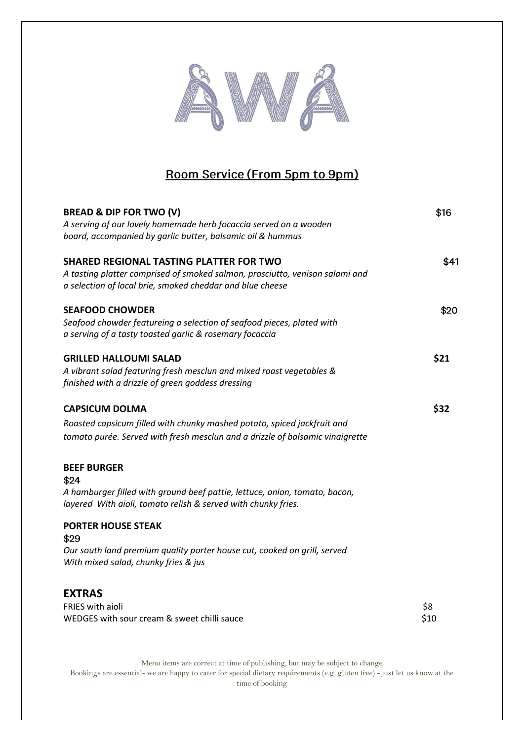# AWA

## Room Service (From 5pm to 9pm)

**BREAD & DIP FOR TWO (V)** — **$16**
*A serving of our lovely homemade herb focaccia served on a wooden board, accompanied by garlic butter, balsamic oil & hummus*

**SHARED REGIONAL TASTING PLATTER FOR TWO** — **$41**
*A tasting platter comprised of smoked salmon, prosciutto, venison salami and a selection of local brie, smoked cheddar and blue cheese*

**SEAFOOD CHOWDER** — **$20**
*Seafood chowder featureing a selection of seafood pieces, plated with a serving of a tasty toasted garlic & rosemary focaccia*

**GRILLED HALLOUMI SALAD** — **$21**
*A vibrant salad featuring fresh mesclun and mixed roast vegetables & finished with a drizzle of green goddess dressing*

**CAPSICUM DOLMA** — **$32**
*Roasted capsicum filled with chunky mashed potato, spiced jackfruit and tomato purée. Served with fresh mesclun and a drizzle of balsamic vinaigrette*

**BEEF BURGER**
$24
*A hamburger filled with ground beef pattie, lettuce, onion, tomato, bacon, layered With aioli, tomato relish & served with chunky fries.*

**PORTER HOUSE STEAK**
$29
*Our south land premium quality porter house cut, cooked on grill, served With mixed salad, chunky fries & jus*

### EXTRAS

FRIES with aioli — $8
WEDGES with sour cream & sweet chilli sauce — $10

Menu items are correct at time of publishing, but may be subject to change
Bookings are essential- we are happy to cater for special dietary requirements (e.g. gluten free) - just let us know at the time of booking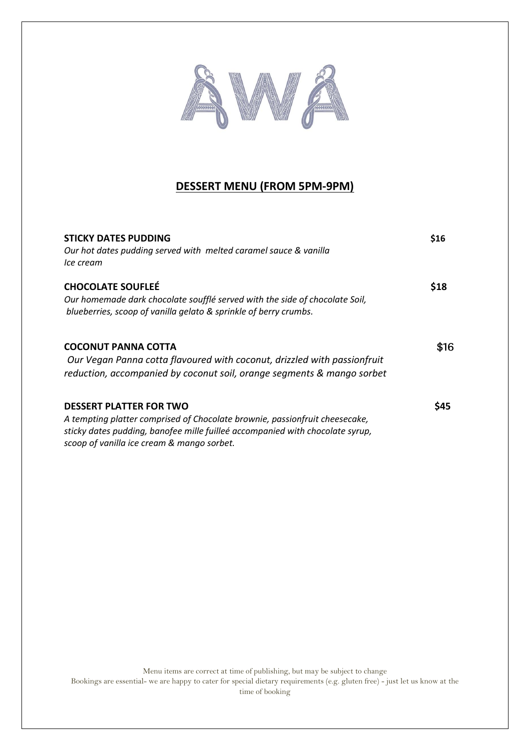AWA

## DESSERT MENU (FROM 5PM-9PM)

**STICKY DATES PUDDING** **$16**
*Our hot dates pudding served with melted caramel sauce & vanilla Ice cream*

**CHOCOLATE SOUFLEÉ** **$18**
*Our homemade dark chocolate soufflé served with the side of chocolate Soil, blueberries, scoop of vanilla gelato & sprinkle of berry crumbs.*

**COCONUT PANNA COTTA** $16
*Our Vegan Panna cotta flavoured with coconut, drizzled with passionfruit reduction, accompanied by coconut soil, orange segments & mango sorbet*

**DESSERT PLATTER FOR TWO** **$45**
*A tempting platter comprised of Chocolate brownie, passionfruit cheesecake, sticky dates pudding, banofee mille fuilleé accompanied with chocolate syrup, scoop of vanilla ice cream & mango sorbet.*

Menu items are correct at time of publishing, but may be subject to change
Bookings are essential- we are happy to cater for special dietary requirements (e.g. gluten free) - just let us know at the time of booking